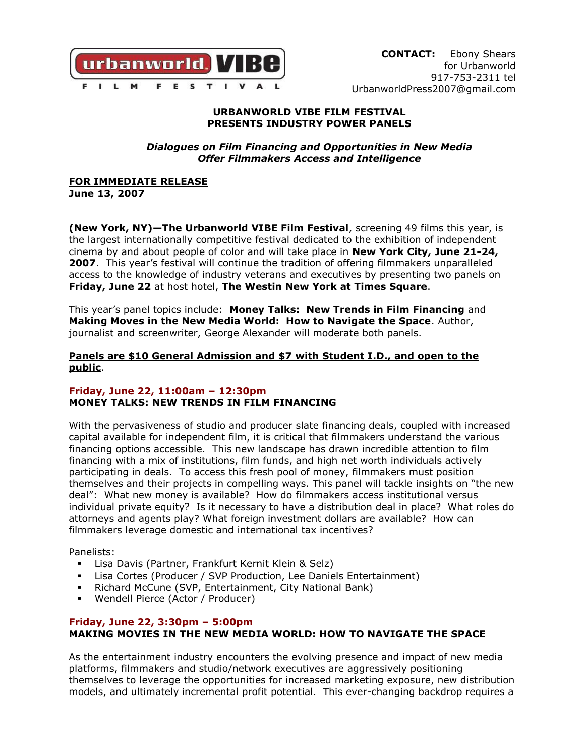urbanworld VIBE FILM FESTIVAL

**CONTACT:** Ebony Shears
for Urbanworld
917-753-2311 tel
UrbanworldPress2007@gmail.com

**URBANWORLD VIBE FILM FESTIVAL**
**PRESENTS INDUSTRY POWER PANELS**

***Dialogues on Film Financing and Opportunities in New Media***
***Offer Filmmakers Access and Intelligence***

**FOR IMMEDIATE RELEASE**
**June 13, 2007**

**(New York, NY)—The Urbanworld VIBE Film Festival**, screening 49 films this year, is the largest internationally competitive festival dedicated to the exhibition of independent cinema by and about people of color and will take place in **New York City, June 21-24, 2007**. This year's festival will continue the tradition of offering filmmakers unparalleled access to the knowledge of industry veterans and executives by presenting two panels on **Friday, June 22** at host hotel, **The Westin New York at Times Square**.

This year's panel topics include: **Money Talks: New Trends in Film Financing** and **Making Moves in the New Media World: How to Navigate the Space**. Author, journalist and screenwriter, George Alexander will moderate both panels.

**Panels are $10 General Admission and $7 with Student I.D., and open to the public**.

**Friday, June 22, 11:00am – 12:30pm**
**MONEY TALKS: NEW TRENDS IN FILM FINANCING**

With the pervasiveness of studio and producer slate financing deals, coupled with increased capital available for independent film, it is critical that filmmakers understand the various financing options accessible. This new landscape has drawn incredible attention to film financing with a mix of institutions, film funds, and high net worth individuals actively participating in deals. To access this fresh pool of money, filmmakers must position themselves and their projects in compelling ways. This panel will tackle insights on "the new deal": What new money is available? How do filmmakers access institutional versus individual private equity? Is it necessary to have a distribution deal in place? What roles do attorneys and agents play? What foreign investment dollars are available? How can filmmakers leverage domestic and international tax incentives?

Panelists:

- Lisa Davis (Partner, Frankfurt Kernit Klein & Selz)
- Lisa Cortes (Producer / SVP Production, Lee Daniels Entertainment)
- Richard McCune (SVP, Entertainment, City National Bank)
- Wendell Pierce (Actor / Producer)

**Friday, June 22, 3:30pm – 5:00pm**
**MAKING MOVIES IN THE NEW MEDIA WORLD: HOW TO NAVIGATE THE SPACE**

As the entertainment industry encounters the evolving presence and impact of new media platforms, filmmakers and studio/network executives are aggressively positioning themselves to leverage the opportunities for increased marketing exposure, new distribution models, and ultimately incremental profit potential. This ever-changing backdrop requires a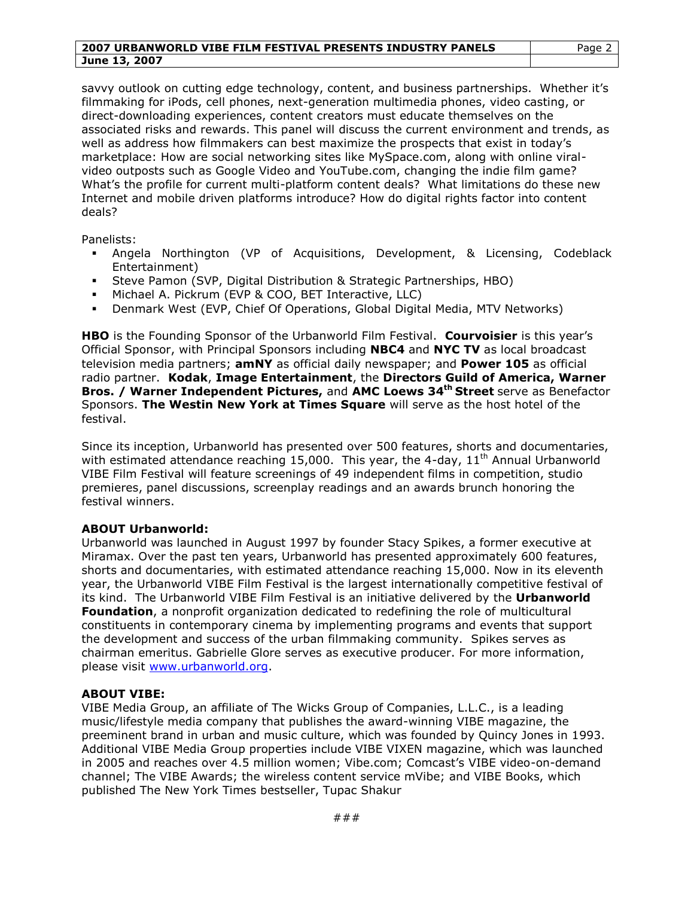savvy outlook on cutting edge technology, content, and business partnerships. Whether it's filmmaking for iPods, cell phones, next-generation multimedia phones, video casting, or direct-downloading experiences, content creators must educate themselves on the associated risks and rewards. This panel will discuss the current environment and trends, as well as address how filmmakers can best maximize the prospects that exist in today's marketplace: How are social networking sites like MySpace.com, along with online viral-video outposts such as Google Video and YouTube.com, changing the indie film game? What's the profile for current multi-platform content deals? What limitations do these new Internet and mobile driven platforms introduce? How do digital rights factor into content deals?

Panelists:

- Angela Northington (VP of Acquisitions, Development, & Licensing, Codeblack Entertainment)
- Steve Pamon (SVP, Digital Distribution & Strategic Partnerships, HBO)
- Michael A. Pickrum (EVP & COO, BET Interactive, LLC)
- Denmark West (EVP, Chief Of Operations, Global Digital Media, MTV Networks)

**HBO** is the Founding Sponsor of the Urbanworld Film Festival. **Courvoisier** is this year's Official Sponsor, with Principal Sponsors including **NBC4** and **NYC TV** as local broadcast television media partners; **amNY** as official daily newspaper; and **Power 105** as official radio partner. **Kodak**, **Image Entertainment**, the **Directors Guild of America, Warner Bros. / Warner Independent Pictures,** and **AMC Loews 34th Street** serve as Benefactor Sponsors. **The Westin New York at Times Square** will serve as the host hotel of the festival.

Since its inception, Urbanworld has presented over 500 features, shorts and documentaries, with estimated attendance reaching 15,000. This year, the 4-day, 11th Annual Urbanworld VIBE Film Festival will feature screenings of 49 independent films in competition, studio premieres, panel discussions, screenplay readings and an awards brunch honoring the festival winners.

**ABOUT Urbanworld:**

Urbanworld was launched in August 1997 by founder Stacy Spikes, a former executive at Miramax. Over the past ten years, Urbanworld has presented approximately 600 features, shorts and documentaries, with estimated attendance reaching 15,000. Now in its eleventh year, the Urbanworld VIBE Film Festival is the largest internationally competitive festival of its kind. The Urbanworld VIBE Film Festival is an initiative delivered by the **Urbanworld Foundation**, a nonprofit organization dedicated to redefining the role of multicultural constituents in contemporary cinema by implementing programs and events that support the development and success of the urban filmmaking community. Spikes serves as chairman emeritus. Gabrielle Glore serves as executive producer. For more information, please visit [www.urbanworld.org](www.urbanworld.org).

**ABOUT VIBE:**

VIBE Media Group, an affiliate of The Wicks Group of Companies, L.L.C., is a leading music/lifestyle media company that publishes the award-winning VIBE magazine, the preeminent brand in urban and music culture, which was founded by Quincy Jones in 1993. Additional VIBE Media Group properties include VIBE VIXEN magazine, which was launched in 2005 and reaches over 4.5 million women; Vibe.com; Comcast's VIBE video-on-demand channel; The VIBE Awards; the wireless content service mVibe; and VIBE Books, which published The New York Times bestseller, Tupac Shakur

###